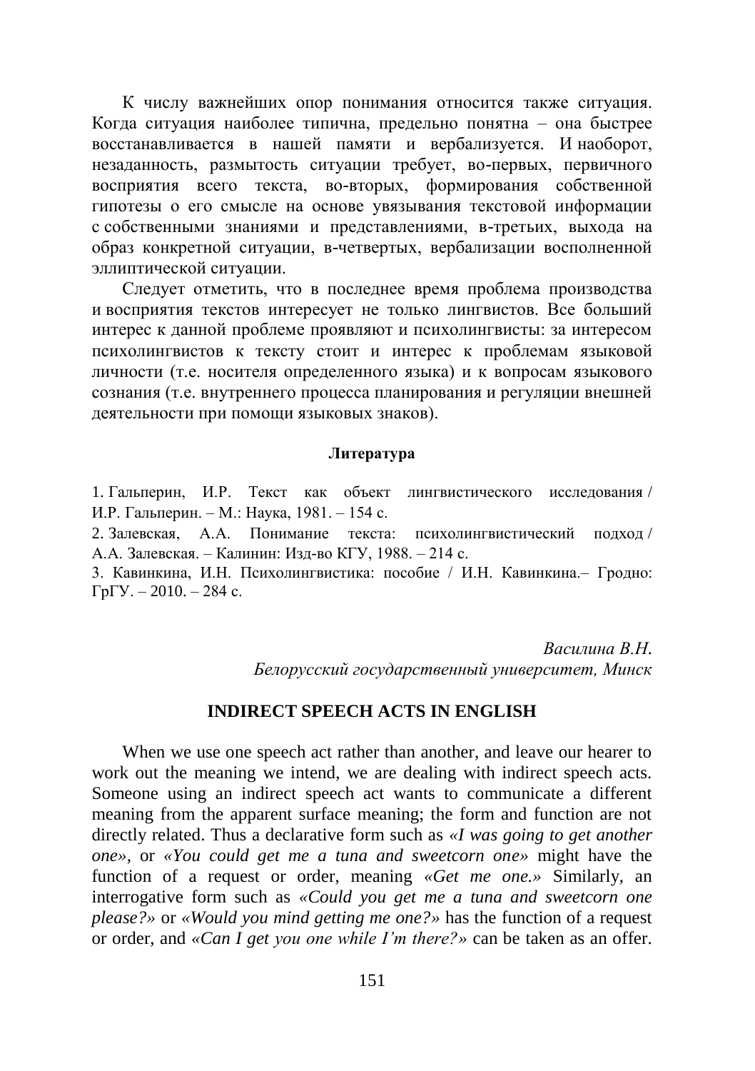К числу важнейших опор понимания относится также ситуация. Когда ситуация наиболее типична, предельно понятна – она быстрее восстанавливается в нашей памяти и вербализуется. И наоборот, незаданность, размытость ситуации требует, во-первых, первичного восприятия всего текста, во-вторых, формирования собственной гипотезы о его смысле на основе увязывания текстовой информации с собственными знаниями и представлениями, в-третьих, выхода на образ конкретной ситуации, в-четвертых, вербализации восполненной эллиптической ситуации.

Следует отметить, что в последнее время проблема производства и восприятия текстов интересует не только лингвистов. Все больший интерес к данной проблеме проявляют и психолингвисты: за интересом психолингвистов к тексту стоит и интерес к проблемам языковой личности (т.е. носителя определенного языка) и к вопросам языкового сознания (т.е. внутреннего процесса планирования и регуляции внешней деятельности при помощи языковых знаков).

**Литература**

1. Гальперин, И.Р. Текст как объект лингвистического исследования / И.Р. Гальперин. – М.: Наука, 1981. – 154 с.
2. Залевская, А.А. Понимание текста: психолингвистический подход / А.А. Залевская. – Калинин: Изд-во КГУ, 1988. – 214 с.
3. Кавинкина, И.Н. Психолингвистика: пособие / И.Н. Кавинкина.– Гродно: ГрГУ. – 2010. – 284 с.

*Василина В.Н.*
*Белорусский государственный университет, Минск*

## INDIRECT SPEECH ACTS IN ENGLISH

When we use one speech act rather than another, and leave our hearer to work out the meaning we intend, we are dealing with indirect speech acts. Someone using an indirect speech act wants to communicate a different meaning from the apparent surface meaning; the form and function are not directly related. Thus a declarative form such as *«I was going to get another one»*, or *«You could get me a tuna and sweetcorn one»* might have the function of a request or order, meaning *«Get me one.»* Similarly, an interrogative form such as *«Could you get me a tuna and sweetcorn one please?»* or *«Would you mind getting me one?»* has the function of a request or order, and *«Can I get you one while I'm there?»* can be taken as an offer.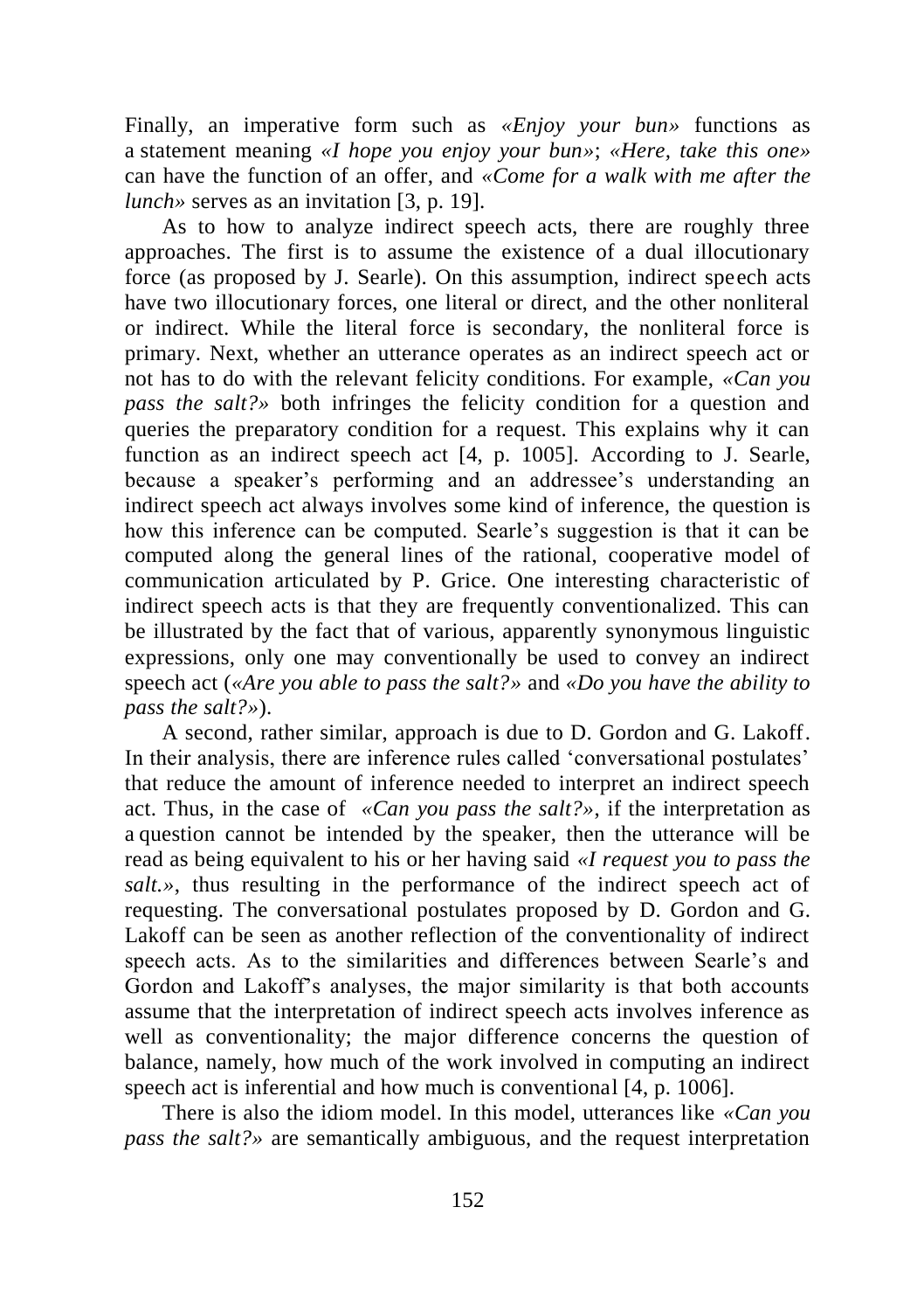Finally, an imperative form such as *«Enjoy your bun»* functions as a statement meaning *«I hope you enjoy your bun»*; *«Here, take this one»* can have the function of an offer, and *«Come for a walk with me after the lunch»* serves as an invitation [3, p. 19].

As to how to analyze indirect speech acts, there are roughly three approaches. The first is to assume the existence of a dual illocutionary force (as proposed by J. Searle). On this assumption, indirect speech acts have two illocutionary forces, one literal or direct, and the other nonliteral or indirect. While the literal force is secondary, the nonliteral force is primary. Next, whether an utterance operates as an indirect speech act or not has to do with the relevant felicity conditions. For example, *«Can you pass the salt?»* both infringes the felicity condition for a question and queries the preparatory condition for a request. This explains why it can function as an indirect speech act [4, p. 1005]. According to J. Searle, because a speaker's performing and an addressee's understanding an indirect speech act always involves some kind of inference, the question is how this inference can be computed. Searle's suggestion is that it can be computed along the general lines of the rational, cooperative model of communication articulated by P. Grice. One interesting characteristic of indirect speech acts is that they are frequently conventionalized. This can be illustrated by the fact that of various, apparently synonymous linguistic expressions, only one may conventionally be used to convey an indirect speech act (*«Are you able to pass the salt?»* and *«Do you have the ability to pass the salt?»*).

A second, rather similar, approach is due to D. Gordon and G. Lakoff. In their analysis, there are inference rules called 'conversational postulates' that reduce the amount of inference needed to interpret an indirect speech act. Thus, in the case of *«Can you pass the salt?»*, if the interpretation as a question cannot be intended by the speaker, then the utterance will be read as being equivalent to his or her having said *«I request you to pass the salt.»*, thus resulting in the performance of the indirect speech act of requesting. The conversational postulates proposed by D. Gordon and G. Lakoff can be seen as another reflection of the conventionality of indirect speech acts. As to the similarities and differences between Searle's and Gordon and Lakoff's analyses, the major similarity is that both accounts assume that the interpretation of indirect speech acts involves inference as well as conventionality; the major difference concerns the question of balance, namely, how much of the work involved in computing an indirect speech act is inferential and how much is conventional [4, p. 1006].

There is also the idiom model. In this model, utterances like *«Can you pass the salt?»* are semantically ambiguous, and the request interpretation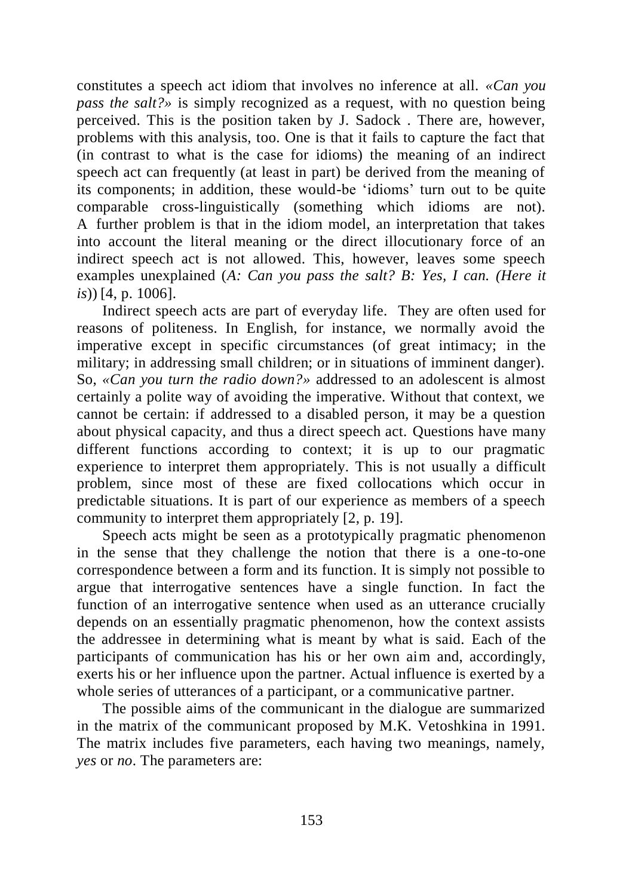constitutes a speech act idiom that involves no inference at all. *«Can you pass the salt?»* is simply recognized as a request, with no question being perceived. This is the position taken by J. Sadock . There are, however, problems with this analysis, too. One is that it fails to capture the fact that (in contrast to what is the case for idioms) the meaning of an indirect speech act can frequently (at least in part) be derived from the meaning of its components; in addition, these would-be 'idioms' turn out to be quite comparable cross-linguistically (something which idioms are not). A further problem is that in the idiom model, an interpretation that takes into account the literal meaning or the direct illocutionary force of an indirect speech act is not allowed. This, however, leaves some speech examples unexplained (*A: Can you pass the salt? B: Yes, I can. (Here it is*)) [4, p. 1006].

Indirect speech acts are part of everyday life. They are often used for reasons of politeness. In English, for instance, we normally avoid the imperative except in specific circumstances (of great intimacy; in the military; in addressing small children; or in situations of imminent danger). So, *«Can you turn the radio down?»* addressed to an adolescent is almost certainly a polite way of avoiding the imperative. Without that context, we cannot be certain: if addressed to a disabled person, it may be a question about physical capacity, and thus a direct speech act. Questions have many different functions according to context; it is up to our pragmatic experience to interpret them appropriately. This is not usually a difficult problem, since most of these are fixed collocations which occur in predictable situations. It is part of our experience as members of a speech community to interpret them appropriately [2, p. 19].

Speech acts might be seen as a prototypically pragmatic phenomenon in the sense that they challenge the notion that there is a one-to-one correspondence between a form and its function. It is simply not possible to argue that interrogative sentences have a single function. In fact the function of an interrogative sentence when used as an utterance crucially depends on an essentially pragmatic phenomenon, how the context assists the addressee in determining what is meant by what is said. Each of the participants of communication has his or her own aim and, accordingly, exerts his or her influence upon the partner. Actual influence is exerted by a whole series of utterances of a participant, or a communicative partner.

The possible aims of the communicant in the dialogue are summarized in the matrix of the communicant proposed by M.K. Vetoshkina in 1991. The matrix includes five parameters, each having two meanings, namely, *yes* or *no*. The parameters are: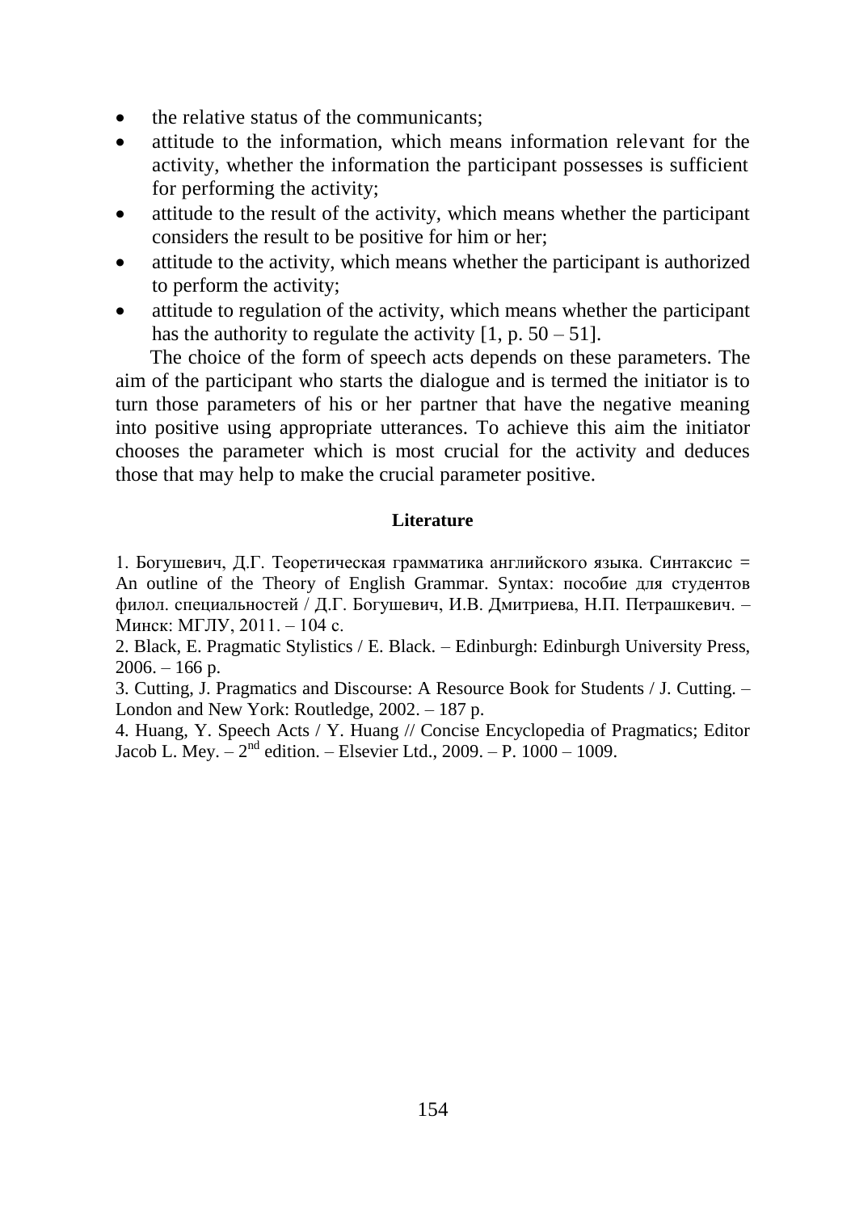- the relative status of the communicants;
- attitude to the information, which means information relevant for the activity, whether the information the participant possesses is sufficient for performing the activity;
- attitude to the result of the activity, which means whether the participant considers the result to be positive for him or her;
- attitude to the activity, which means whether the participant is authorized to perform the activity;
- attitude to regulation of the activity, which means whether the participant has the authority to regulate the activity [1, p. 50 – 51].

The choice of the form of speech acts depends on these parameters. The aim of the participant who starts the dialogue and is termed the initiator is to turn those parameters of his or her partner that have the negative meaning into positive using appropriate utterances. To achieve this aim the initiator chooses the parameter which is most crucial for the activity and deduces those that may help to make the crucial parameter positive.

**Literature**

1. Богушевич, Д.Г. Теоретическая грамматика английского языка. Синтаксис = An outline of the Theory of English Grammar. Syntax: пособие для студентов филол. специальностей / Д.Г. Богушевич, И.В. Дмитриева, Н.П. Петрашкевич. – Минск: МГЛУ, 2011. – 104 с.
2. Black, E. Pragmatic Stylistics / E. Black. – Edinburgh: Edinburgh University Press, 2006. – 166 p.
3. Cutting, J. Pragmatics and Discourse: A Resource Book for Students / J. Cutting. – London and New York: Routledge, 2002. – 187 p.
4. Huang, Y. Speech Acts / Y. Huang // Concise Encyclopedia of Pragmatics; Editor Jacob L. Mey. – 2nd edition. – Elsevier Ltd., 2009. – P. 1000 – 1009.